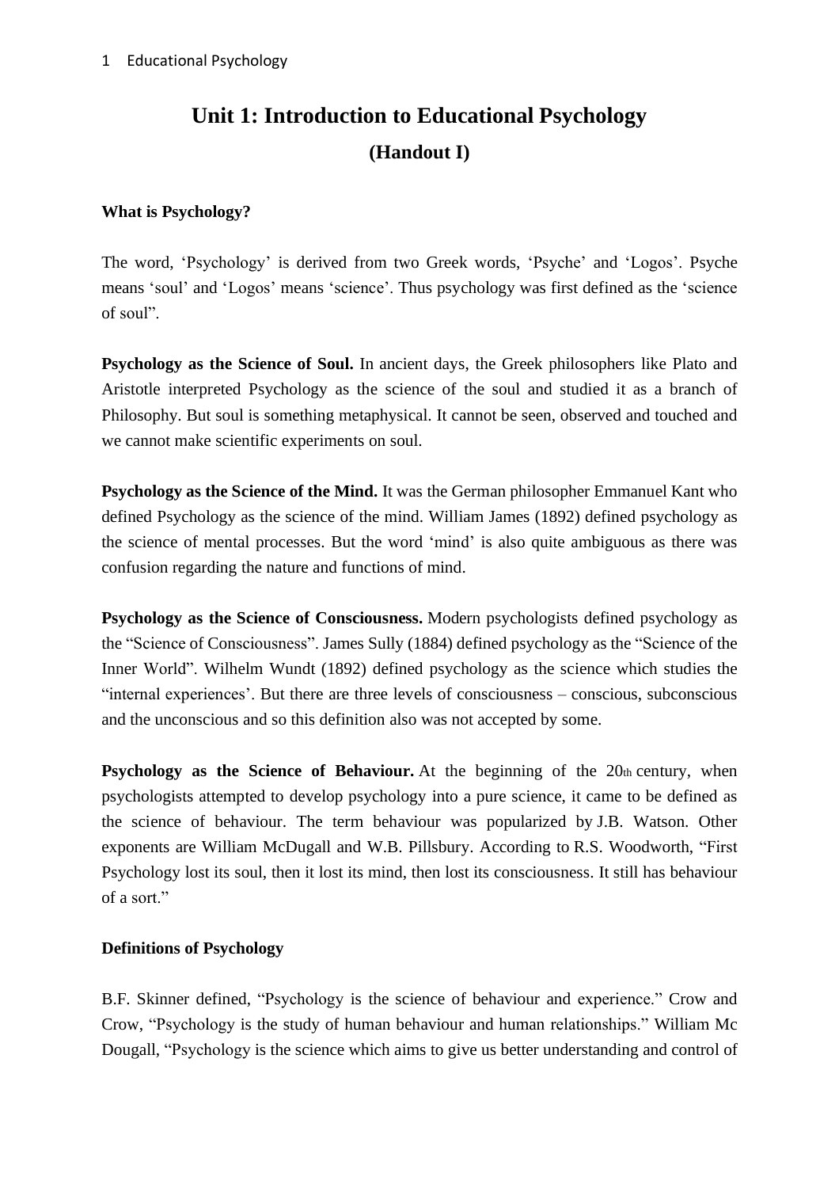# Unit 1: Introduction to Educational Psychology

## (Handout I)

**What is Psychology?**

The word, ‘Psychology’ is derived from two Greek words, ‘Psyche’ and ‘Logos’. Psyche means ‘soul’ and ‘Logos’ means ‘science’. Thus psychology was first defined as the ‘science of soul”.

**Psychology as the Science of Soul.** In ancient days, the Greek philosophers like Plato and Aristotle interpreted Psychology as the science of the soul and studied it as a branch of Philosophy. But soul is something metaphysical. It cannot be seen, observed and touched and we cannot make scientific experiments on soul.

**Psychology as the Science of the Mind.** It was the German philosopher Emmanuel Kant who defined Psychology as the science of the mind. William James (1892) defined psychology as the science of mental processes. But the word ‘mind’ is also quite ambiguous as there was confusion regarding the nature and functions of mind.

**Psychology as the Science of Consciousness.** Modern psychologists defined psychology as the “Science of Consciousness”. James Sully (1884) defined psychology as the “Science of the Inner World”. Wilhelm Wundt (1892) defined psychology as the science which studies the “internal experiences’. But there are three levels of consciousness – conscious, subconscious and the unconscious and so this definition also was not accepted by some.

**Psychology as the Science of Behaviour.** At the beginning of the 20th century, when psychologists attempted to develop psychology into a pure science, it came to be defined as the science of behaviour. The term behaviour was popularized by J.B. Watson. Other exponents are William McDugall and W.B. Pillsbury. According to R.S. Woodworth, “First Psychology lost its soul, then it lost its mind, then lost its consciousness. It still has behaviour of a sort.”

**Definitions of Psychology**

B.F. Skinner defined, “Psychology is the science of behaviour and experience.” Crow and Crow, “Psychology is the study of human behaviour and human relationships.” William Mc Dougall, “Psychology is the science which aims to give us better understanding and control of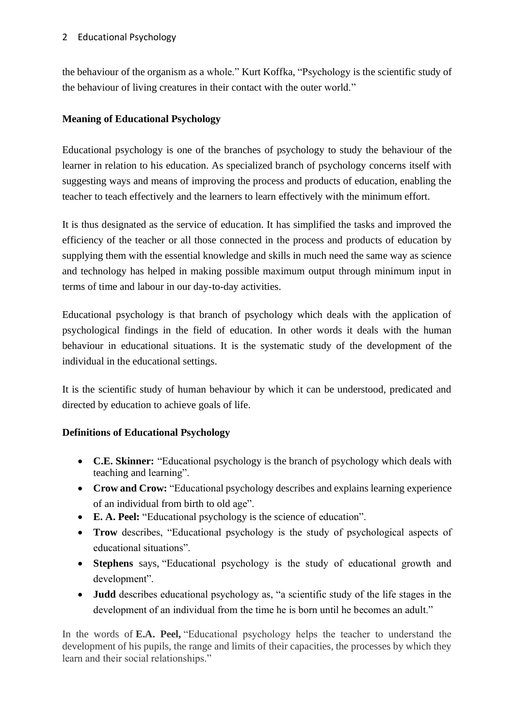the behaviour of the organism as a whole." Kurt Koffka, "Psychology is the scientific study of the behaviour of living creatures in their contact with the outer world."

**Meaning of Educational Psychology**

Educational psychology is one of the branches of psychology to study the behaviour of the learner in relation to his education. As specialized branch of psychology concerns itself with suggesting ways and means of improving the process and products of education, enabling the teacher to teach effectively and the learners to learn effectively with the minimum effort.

It is thus designated as the service of education. It has simplified the tasks and improved the efficiency of the teacher or all those connected in the process and products of education by supplying them with the essential knowledge and skills in much need the same way as science and technology has helped in making possible maximum output through minimum input in terms of time and labour in our day-to-day activities.

Educational psychology is that branch of psychology which deals with the application of psychological findings in the field of education. In other words it deals with the human behaviour in educational situations. It is the systematic study of the development of the individual in the educational settings.

It is the scientific study of human behaviour by which it can be understood, predicated and directed by education to achieve goals of life.

**Definitions of Educational Psychology**

- **C.E. Skinner:** "Educational psychology is the branch of psychology which deals with teaching and learning".
- **Crow and Crow:** "Educational psychology describes and explains learning experience of an individual from birth to old age".
- **E. A. Peel:** "Educational psychology is the science of education".
- **Trow** describes, "Educational psychology is the study of psychological aspects of educational situations".
- **Stephens** says, "Educational psychology is the study of educational growth and development".
- **Judd** describes educational psychology as, "a scientific study of the life stages in the development of an individual from the time he is born until he becomes an adult."

In the words of **E.A. Peel,** "Educational psychology helps the teacher to understand the development of his pupils, the range and limits of their capacities, the processes by which they learn and their social relationships."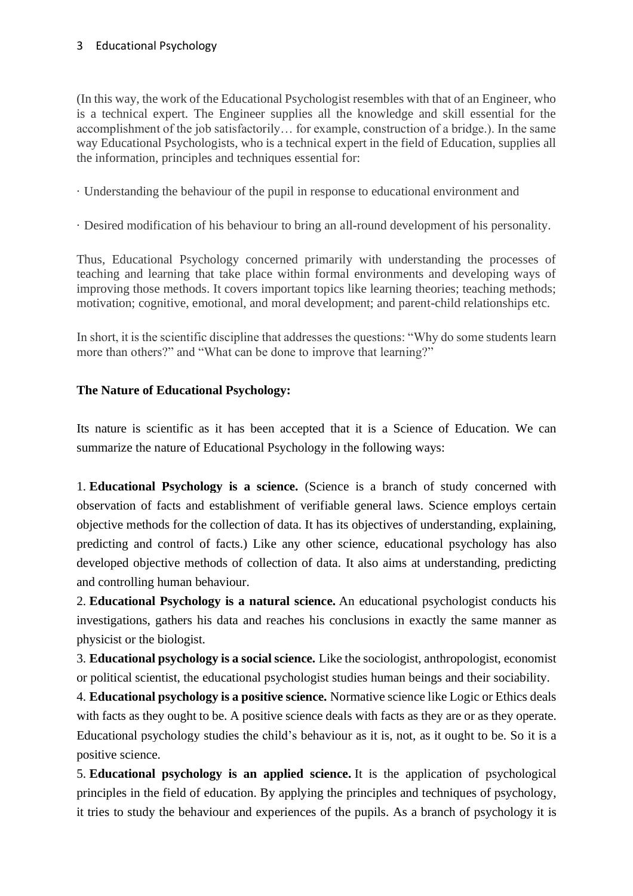(In this way, the work of the Educational Psychologist resembles with that of an Engineer, who is a technical expert. The Engineer supplies all the knowledge and skill essential for the accomplishment of the job satisfactorily… for example, construction of a bridge.). In the same way Educational Psychologists, who is a technical expert in the field of Education, supplies all the information, principles and techniques essential for:

· Understanding the behaviour of the pupil in response to educational environment and

· Desired modification of his behaviour to bring an all-round development of his personality.

Thus, Educational Psychology concerned primarily with understanding the processes of teaching and learning that take place within formal environments and developing ways of improving those methods. It covers important topics like learning theories; teaching methods; motivation; cognitive, emotional, and moral development; and parent-child relationships etc.

In short, it is the scientific discipline that addresses the questions: "Why do some students learn more than others?" and "What can be done to improve that learning?"

**The Nature of Educational Psychology:**

Its nature is scientific as it has been accepted that it is a Science of Education. We can summarize the nature of Educational Psychology in the following ways:

1. **Educational Psychology is a science.** (Science is a branch of study concerned with observation of facts and establishment of verifiable general laws. Science employs certain objective methods for the collection of data. It has its objectives of understanding, explaining, predicting and control of facts.) Like any other science, educational psychology has also developed objective methods of collection of data. It also aims at understanding, predicting and controlling human behaviour.
2. **Educational Psychology is a natural science.** An educational psychologist conducts his investigations, gathers his data and reaches his conclusions in exactly the same manner as physicist or the biologist.
3. **Educational psychology is a social science.** Like the sociologist, anthropologist, economist or political scientist, the educational psychologist studies human beings and their sociability.
4. **Educational psychology is a positive science.** Normative science like Logic or Ethics deals with facts as they ought to be. A positive science deals with facts as they are or as they operate. Educational psychology studies the child's behaviour as it is, not, as it ought to be. So it is a positive science.
5. **Educational psychology is an applied science.** It is the application of psychological principles in the field of education. By applying the principles and techniques of psychology, it tries to study the behaviour and experiences of the pupils. As a branch of psychology it is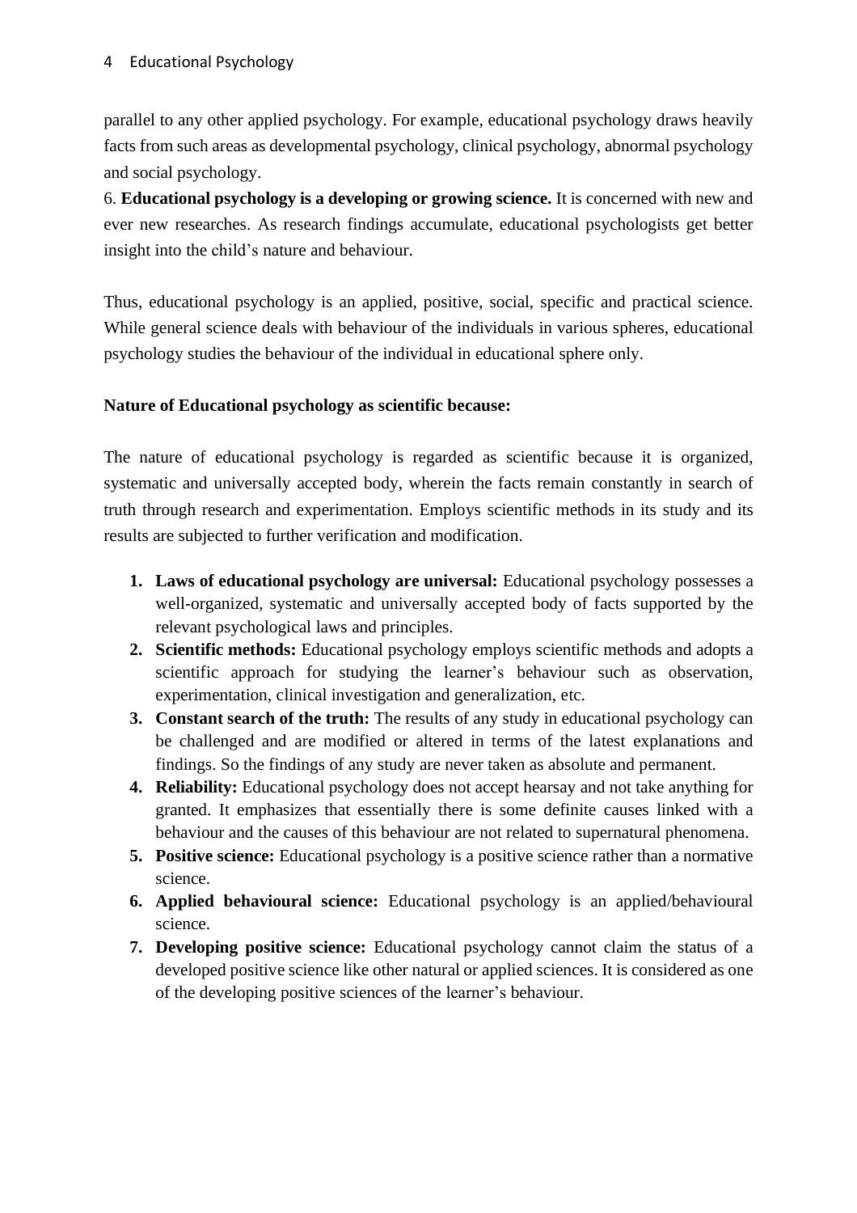parallel to any other applied psychology. For example, educational psychology draws heavily facts from such areas as developmental psychology, clinical psychology, abnormal psychology and social psychology.

6. **Educational psychology is a developing or growing science.** It is concerned with new and ever new researches. As research findings accumulate, educational psychologists get better insight into the child's nature and behaviour.

Thus, educational psychology is an applied, positive, social, specific and practical science. While general science deals with behaviour of the individuals in various spheres, educational psychology studies the behaviour of the individual in educational sphere only.

**Nature of Educational psychology as scientific because:**

The nature of educational psychology is regarded as scientific because it is organized, systematic and universally accepted body, wherein the facts remain constantly in search of truth through research and experimentation. Employs scientific methods in its study and its results are subjected to further verification and modification.

1. **Laws of educational psychology are universal:** Educational psychology possesses a well-organized, systematic and universally accepted body of facts supported by the relevant psychological laws and principles.
2. **Scientific methods:** Educational psychology employs scientific methods and adopts a scientific approach for studying the learner's behaviour such as observation, experimentation, clinical investigation and generalization, etc.
3. **Constant search of the truth:** The results of any study in educational psychology can be challenged and are modified or altered in terms of the latest explanations and findings. So the findings of any study are never taken as absolute and permanent.
4. **Reliability:** Educational psychology does not accept hearsay and not take anything for granted. It emphasizes that essentially there is some definite causes linked with a behaviour and the causes of this behaviour are not related to supernatural phenomena.
5. **Positive science:** Educational psychology is a positive science rather than a normative science.
6. **Applied behavioural science:** Educational psychology is an applied/behavioural science.
7. **Developing positive science:** Educational psychology cannot claim the status of a developed positive science like other natural or applied sciences. It is considered as one of the developing positive sciences of the learner's behaviour.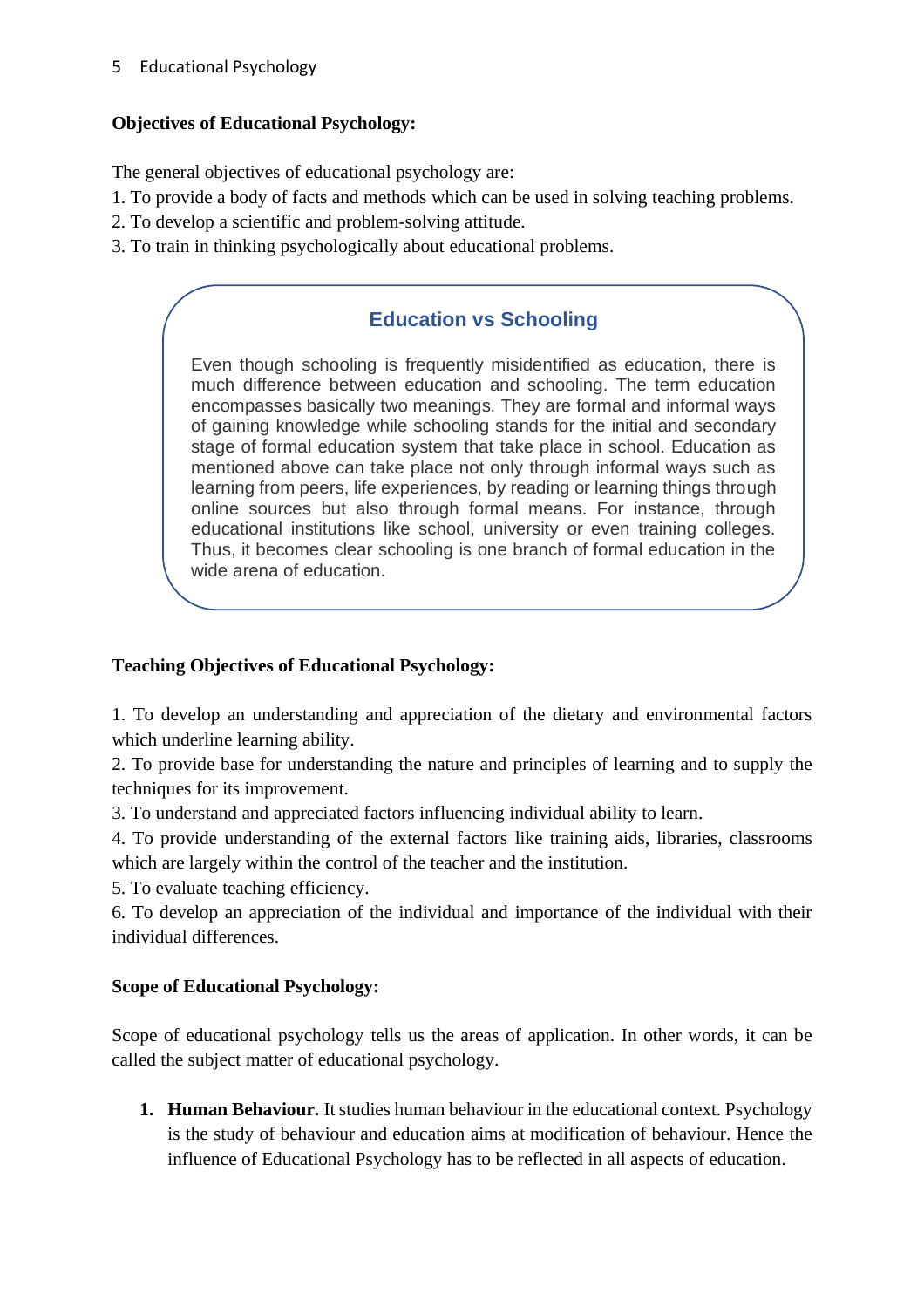**Objectives of Educational Psychology:**

The general objectives of educational psychology are:
1. To provide a body of facts and methods which can be used in solving teaching problems.
2. To develop a scientific and problem-solving attitude.
3. To train in thinking psychologically about educational problems.

> **Education vs Schooling**
>
> Even though schooling is frequently misidentified as education, there is much difference between education and schooling. The term education encompasses basically two meanings. They are formal and informal ways of gaining knowledge while schooling stands for the initial and secondary stage of formal education system that take place in school. Education as mentioned above can take place not only through informal ways such as learning from peers, life experiences, by reading or learning things through online sources but also through formal means. For instance, through educational institutions like school, university or even training colleges. Thus, it becomes clear schooling is one branch of formal education in the wide arena of education.

**Teaching Objectives of Educational Psychology:**

1. To develop an understanding and appreciation of the dietary and environmental factors which underline learning ability.
2. To provide base for understanding the nature and principles of learning and to supply the techniques for its improvement.
3. To understand and appreciated factors influencing individual ability to learn.
4. To provide understanding of the external factors like training aids, libraries, classrooms which are largely within the control of the teacher and the institution.
5. To evaluate teaching efficiency.
6. To develop an appreciation of the individual and importance of the individual with their individual differences.

**Scope of Educational Psychology:**

Scope of educational psychology tells us the areas of application. In other words, it can be called the subject matter of educational psychology.

1. **Human Behaviour.** It studies human behaviour in the educational context. Psychology is the study of behaviour and education aims at modification of behaviour. Hence the influence of Educational Psychology has to be reflected in all aspects of education.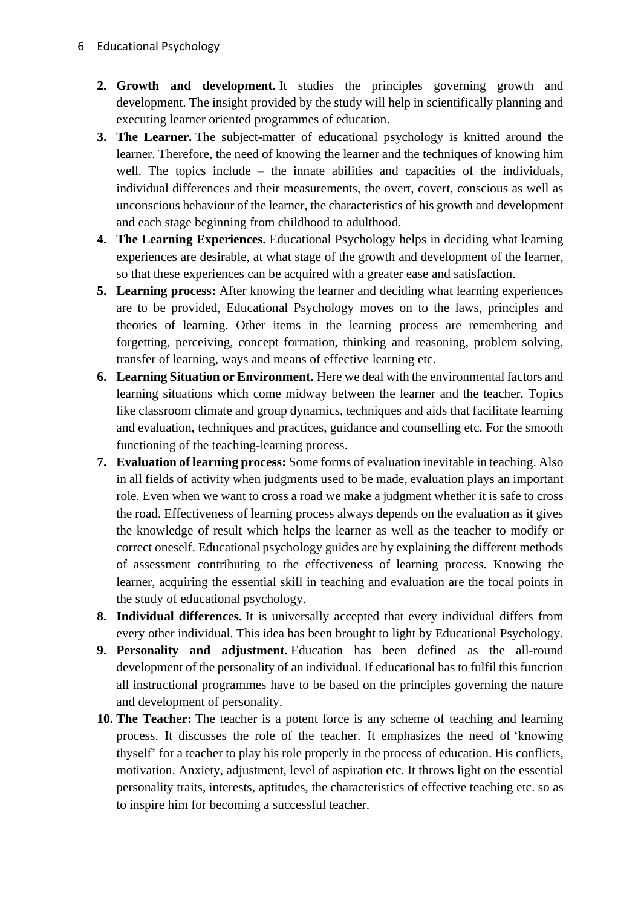2. **Growth and development.** It studies the principles governing growth and development. The insight provided by the study will help in scientifically planning and executing learner oriented programmes of education.
3. **The Learner.** The subject-matter of educational psychology is knitted around the learner. Therefore, the need of knowing the learner and the techniques of knowing him well. The topics include – the innate abilities and capacities of the individuals, individual differences and their measurements, the overt, covert, conscious as well as unconscious behaviour of the learner, the characteristics of his growth and development and each stage beginning from childhood to adulthood.
4. **The Learning Experiences.** Educational Psychology helps in deciding what learning experiences are desirable, at what stage of the growth and development of the learner, so that these experiences can be acquired with a greater ease and satisfaction.
5. **Learning process:** After knowing the learner and deciding what learning experiences are to be provided, Educational Psychology moves on to the laws, principles and theories of learning. Other items in the learning process are remembering and forgetting, perceiving, concept formation, thinking and reasoning, problem solving, transfer of learning, ways and means of effective learning etc.
6. **Learning Situation or Environment.** Here we deal with the environmental factors and learning situations which come midway between the learner and the teacher. Topics like classroom climate and group dynamics, techniques and aids that facilitate learning and evaluation, techniques and practices, guidance and counselling etc. For the smooth functioning of the teaching-learning process.
7. **Evaluation of learning process:** Some forms of evaluation inevitable in teaching. Also in all fields of activity when judgments used to be made, evaluation plays an important role. Even when we want to cross a road we make a judgment whether it is safe to cross the road. Effectiveness of learning process always depends on the evaluation as it gives the knowledge of result which helps the learner as well as the teacher to modify or correct oneself. Educational psychology guides are by explaining the different methods of assessment contributing to the effectiveness of learning process. Knowing the learner, acquiring the essential skill in teaching and evaluation are the focal points in the study of educational psychology.
8. **Individual differences.** It is universally accepted that every individual differs from every other individual. This idea has been brought to light by Educational Psychology.
9. **Personality and adjustment.** Education has been defined as the all-round development of the personality of an individual. If educational has to fulfil this function all instructional programmes have to be based on the principles governing the nature and development of personality.
10. **The Teacher:** The teacher is a potent force is any scheme of teaching and learning process. It discusses the role of the teacher. It emphasizes the need of 'knowing thyself' for a teacher to play his role properly in the process of education. His conflicts, motivation. Anxiety, adjustment, level of aspiration etc. It throws light on the essential personality traits, interests, aptitudes, the characteristics of effective teaching etc. so as to inspire him for becoming a successful teacher.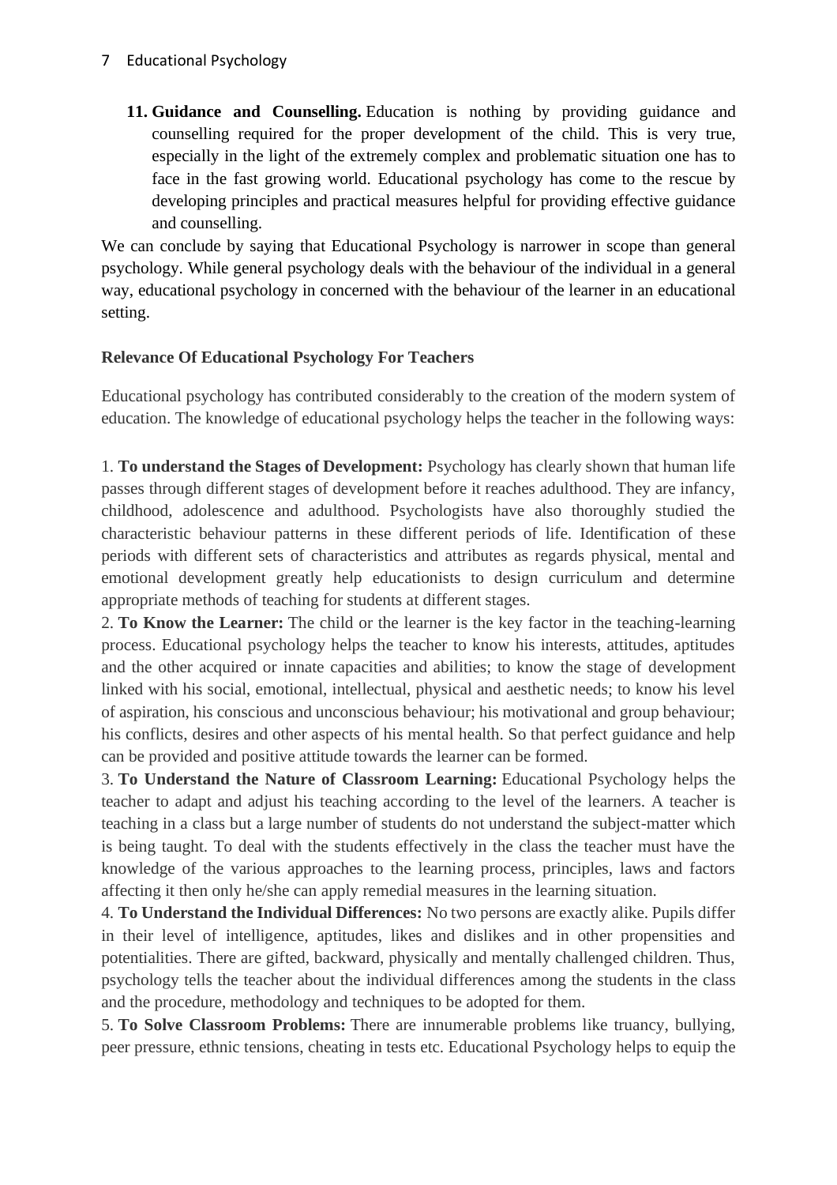11. **Guidance and Counselling.** Education is nothing by providing guidance and counselling required for the proper development of the child. This is very true, especially in the light of the extremely complex and problematic situation one has to face in the fast growing world. Educational psychology has come to the rescue by developing principles and practical measures helpful for providing effective guidance and counselling.

We can conclude by saying that Educational Psychology is narrower in scope than general psychology. While general psychology deals with the behaviour of the individual in a general way, educational psychology in concerned with the behaviour of the learner in an educational setting.

**Relevance Of Educational Psychology For Teachers**

Educational psychology has contributed considerably to the creation of the modern system of education. The knowledge of educational psychology helps the teacher in the following ways:

1. **To understand the Stages of Development:** Psychology has clearly shown that human life passes through different stages of development before it reaches adulthood. They are infancy, childhood, adolescence and adulthood. Psychologists have also thoroughly studied the characteristic behaviour patterns in these different periods of life. Identification of these periods with different sets of characteristics and attributes as regards physical, mental and emotional development greatly help educationists to design curriculum and determine appropriate methods of teaching for students at different stages.
2. **To Know the Learner:** The child or the learner is the key factor in the teaching-learning process. Educational psychology helps the teacher to know his interests, attitudes, aptitudes and the other acquired or innate capacities and abilities; to know the stage of development linked with his social, emotional, intellectual, physical and aesthetic needs; to know his level of aspiration, his conscious and unconscious behaviour; his motivational and group behaviour; his conflicts, desires and other aspects of his mental health. So that perfect guidance and help can be provided and positive attitude towards the learner can be formed.
3. **To Understand the Nature of Classroom Learning:** Educational Psychology helps the teacher to adapt and adjust his teaching according to the level of the learners. A teacher is teaching in a class but a large number of students do not understand the subject-matter which is being taught. To deal with the students effectively in the class the teacher must have the knowledge of the various approaches to the learning process, principles, laws and factors affecting it then only he/she can apply remedial measures in the learning situation.
4. **To Understand the Individual Differences:** No two persons are exactly alike. Pupils differ in their level of intelligence, aptitudes, likes and dislikes and in other propensities and potentialities. There are gifted, backward, physically and mentally challenged children. Thus, psychology tells the teacher about the individual differences among the students in the class and the procedure, methodology and techniques to be adopted for them.
5. **To Solve Classroom Problems:** There are innumerable problems like truancy, bullying, peer pressure, ethnic tensions, cheating in tests etc. Educational Psychology helps to equip the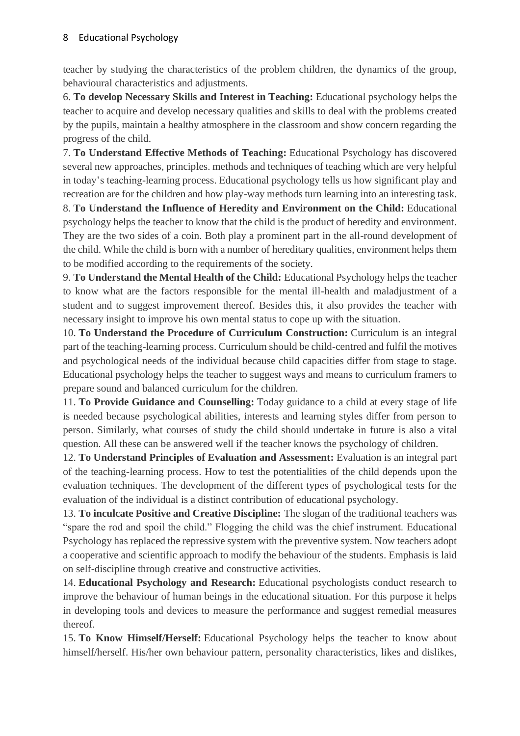teacher by studying the characteristics of the problem children, the dynamics of the group, behavioural characteristics and adjustments.

6. **To develop Necessary Skills and Interest in Teaching:** Educational psychology helps the teacher to acquire and develop necessary qualities and skills to deal with the problems created by the pupils, maintain a healthy atmosphere in the classroom and show concern regarding the progress of the child.

7. **To Understand Effective Methods of Teaching:** Educational Psychology has discovered several new approaches, principles. methods and techniques of teaching which are very helpful in today's teaching-learning process. Educational psychology tells us how significant play and recreation are for the children and how play-way methods turn learning into an interesting task.

8. **To Understand the Influence of Heredity and Environment on the Child:** Educational psychology helps the teacher to know that the child is the product of heredity and environment. They are the two sides of a coin. Both play a prominent part in the all-round development of the child. While the child is born with a number of hereditary qualities, environment helps them to be modified according to the requirements of the society.

9. **To Understand the Mental Health of the Child:** Educational Psychology helps the teacher to know what are the factors responsible for the mental ill-health and maladjustment of a student and to suggest improvement thereof. Besides this, it also provides the teacher with necessary insight to improve his own mental status to cope up with the situation.

10. **To Understand the Procedure of Curriculum Construction:** Curriculum is an integral part of the teaching-learning process. Curriculum should be child-centred and fulfil the motives and psychological needs of the individual because child capacities differ from stage to stage. Educational psychology helps the teacher to suggest ways and means to curriculum framers to prepare sound and balanced curriculum for the children.

11. **To Provide Guidance and Counselling:** Today guidance to a child at every stage of life is needed because psychological abilities, interests and learning styles differ from person to person. Similarly, what courses of study the child should undertake in future is also a vital question. All these can be answered well if the teacher knows the psychology of children.

12. **To Understand Principles of Evaluation and Assessment:** Evaluation is an integral part of the teaching-learning process. How to test the potentialities of the child depends upon the evaluation techniques. The development of the different types of psychological tests for the evaluation of the individual is a distinct contribution of educational psychology.

13. **To inculcate Positive and Creative Discipline:** The slogan of the traditional teachers was "spare the rod and spoil the child." Flogging the child was the chief instrument. Educational Psychology has replaced the repressive system with the preventive system. Now teachers adopt a cooperative and scientific approach to modify the behaviour of the students. Emphasis is laid on self-discipline through creative and constructive activities.

14. **Educational Psychology and Research:** Educational psychologists conduct research to improve the behaviour of human beings in the educational situation. For this purpose it helps in developing tools and devices to measure the performance and suggest remedial measures thereof.

15. **To Know Himself/Herself:** Educational Psychology helps the teacher to know about himself/herself. His/her own behaviour pattern, personality characteristics, likes and dislikes,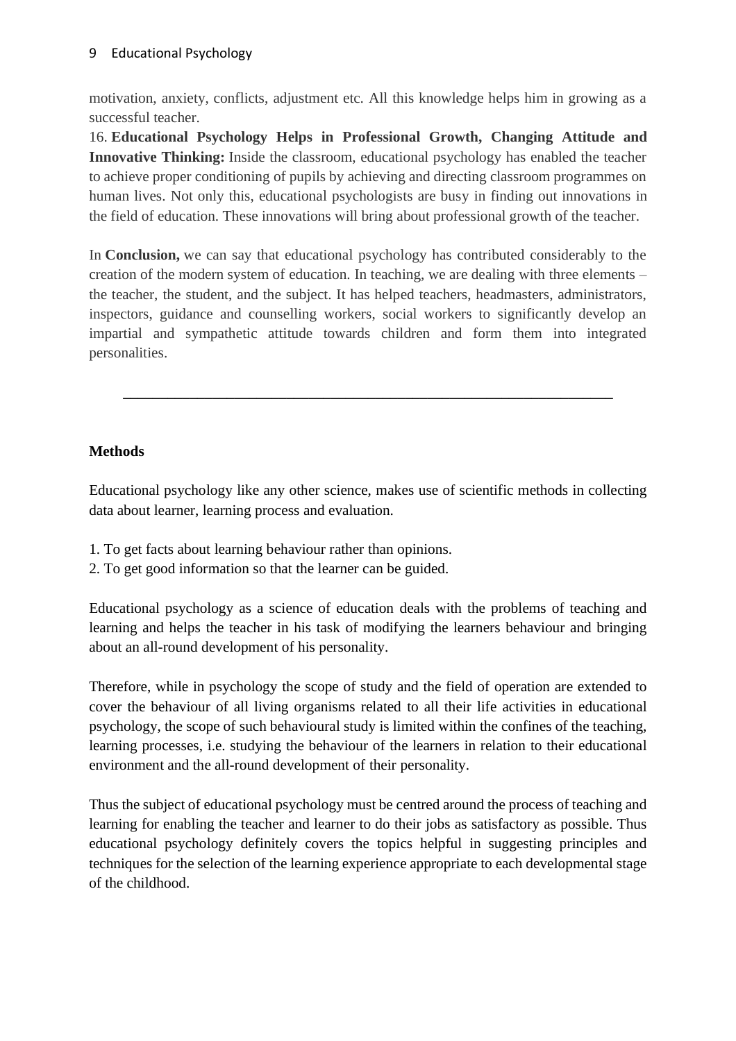motivation, anxiety, conflicts, adjustment etc. All this knowledge helps him in growing as a successful teacher.

16. **Educational Psychology Helps in Professional Growth, Changing Attitude and Innovative Thinking:** Inside the classroom, educational psychology has enabled the teacher to achieve proper conditioning of pupils by achieving and directing classroom programmes on human lives. Not only this, educational psychologists are busy in finding out innovations in the field of education. These innovations will bring about professional growth of the teacher.

In **Conclusion,** we can say that educational psychology has contributed considerably to the creation of the modern system of education. In teaching, we are dealing with three elements – the teacher, the student, and the subject. It has helped teachers, headmasters, administrators, inspectors, guidance and counselling workers, social workers to significantly develop an impartial and sympathetic attitude towards children and form them into integrated personalities.

---

**Methods**

Educational psychology like any other science, makes use of scientific methods in collecting data about learner, learning process and evaluation.

1. To get facts about learning behaviour rather than opinions.
2. To get good information so that the learner can be guided.

Educational psychology as a science of education deals with the problems of teaching and learning and helps the teacher in his task of modifying the learners behaviour and bringing about an all-round development of his personality.

Therefore, while in psychology the scope of study and the field of operation are extended to cover the behaviour of all living organisms related to all their life activities in educational psychology, the scope of such behavioural study is limited within the confines of the teaching, learning processes, i.e. studying the behaviour of the learners in relation to their educational environment and the all-round development of their personality.

Thus the subject of educational psychology must be centred around the process of teaching and learning for enabling the teacher and learner to do their jobs as satisfactory as possible. Thus educational psychology definitely covers the topics helpful in suggesting principles and techniques for the selection of the learning experience appropriate to each developmental stage of the childhood.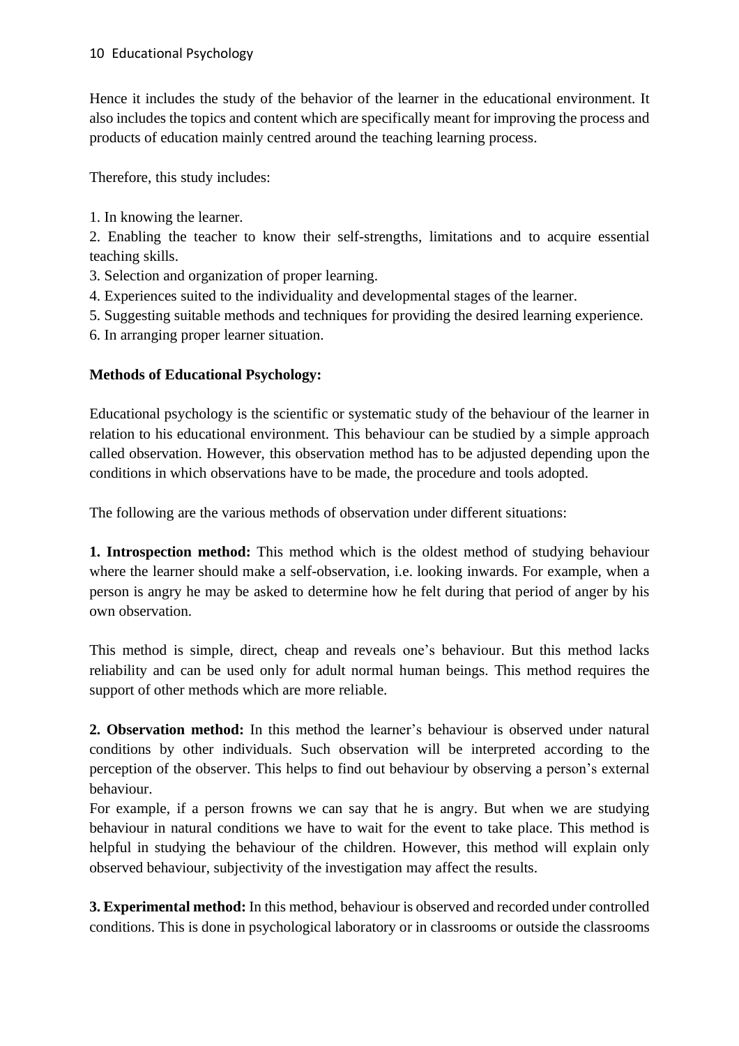Hence it includes the study of the behavior of the learner in the educational environment. It also includes the topics and content which are specifically meant for improving the process and products of education mainly centred around the teaching learning process.

Therefore, this study includes:

1. In knowing the learner.
2. Enabling the teacher to know their self-strengths, limitations and to acquire essential teaching skills.
3. Selection and organization of proper learning.
4. Experiences suited to the individuality and developmental stages of the learner.
5. Suggesting suitable methods and techniques for providing the desired learning experience.
6. In arranging proper learner situation.

**Methods of Educational Psychology:**

Educational psychology is the scientific or systematic study of the behaviour of the learner in relation to his educational environment. This behaviour can be studied by a simple approach called observation. However, this observation method has to be adjusted depending upon the conditions in which observations have to be made, the procedure and tools adopted.

The following are the various methods of observation under different situations:

**1. Introspection method:** This method which is the oldest method of studying behaviour where the learner should make a self-observation, i.e. looking inwards. For example, when a person is angry he may be asked to determine how he felt during that period of anger by his own observation.

This method is simple, direct, cheap and reveals one's behaviour. But this method lacks reliability and can be used only for adult normal human beings. This method requires the support of other methods which are more reliable.

**2. Observation method:** In this method the learner's behaviour is observed under natural conditions by other individuals. Such observation will be interpreted according to the perception of the observer. This helps to find out behaviour by observing a person's external behaviour.
For example, if a person frowns we can say that he is angry. But when we are studying behaviour in natural conditions we have to wait for the event to take place. This method is helpful in studying the behaviour of the children. However, this method will explain only observed behaviour, subjectivity of the investigation may affect the results.

**3. Experimental method:** In this method, behaviour is observed and recorded under controlled conditions. This is done in psychological laboratory or in classrooms or outside the classrooms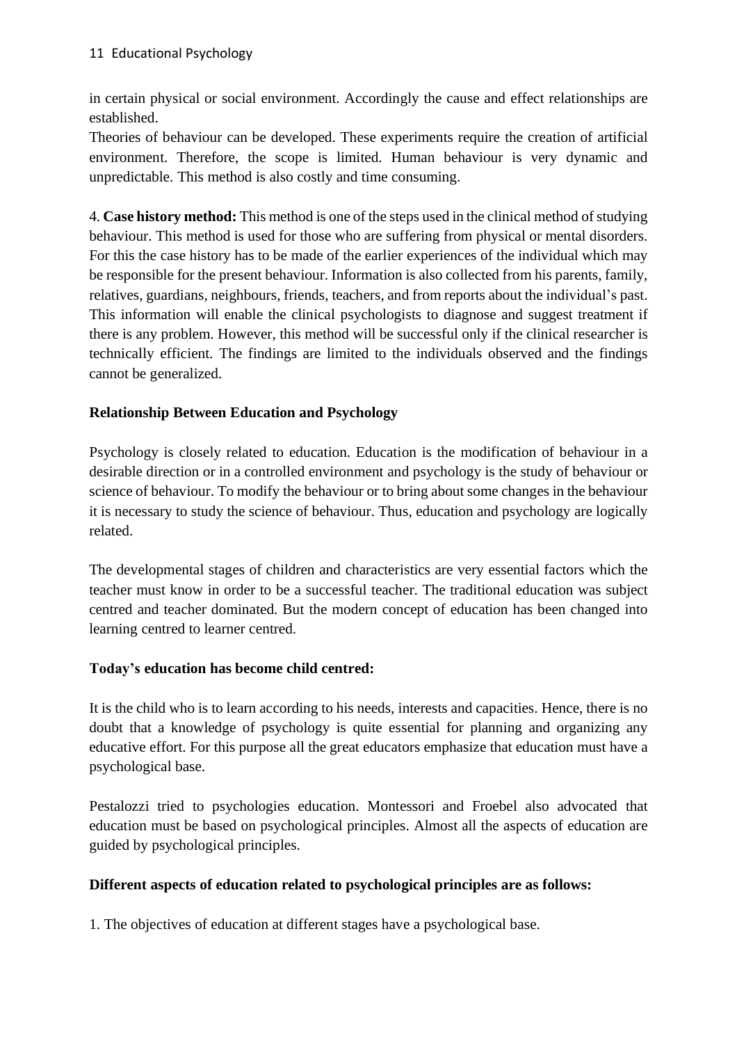in certain physical or social environment. Accordingly the cause and effect relationships are established.

Theories of behaviour can be developed. These experiments require the creation of artificial environment. Therefore, the scope is limited. Human behaviour is very dynamic and unpredictable. This method is also costly and time consuming.

4. **Case history method:** This method is one of the steps used in the clinical method of studying behaviour. This method is used for those who are suffering from physical or mental disorders. For this the case history has to be made of the earlier experiences of the individual which may be responsible for the present behaviour. Information is also collected from his parents, family, relatives, guardians, neighbours, friends, teachers, and from reports about the individual's past. This information will enable the clinical psychologists to diagnose and suggest treatment if there is any problem. However, this method will be successful only if the clinical researcher is technically efficient. The findings are limited to the individuals observed and the findings cannot be generalized.

### Relationship Between Education and Psychology

Psychology is closely related to education. Education is the modification of behaviour in a desirable direction or in a controlled environment and psychology is the study of behaviour or science of behaviour. To modify the behaviour or to bring about some changes in the behaviour it is necessary to study the science of behaviour. Thus, education and psychology are logically related.

The developmental stages of children and characteristics are very essential factors which the teacher must know in order to be a successful teacher. The traditional education was subject centred and teacher dominated. But the modern concept of education has been changed into learning centred to learner centred.

### Today's education has become child centred:

It is the child who is to learn according to his needs, interests and capacities. Hence, there is no doubt that a knowledge of psychology is quite essential for planning and organizing any educative effort. For this purpose all the great educators emphasize that education must have a psychological base.

Pestalozzi tried to psychologies education. Montessori and Froebel also advocated that education must be based on psychological principles. Almost all the aspects of education are guided by psychological principles.

### Different aspects of education related to psychological principles are as follows:

1. The objectives of education at different stages have a psychological base.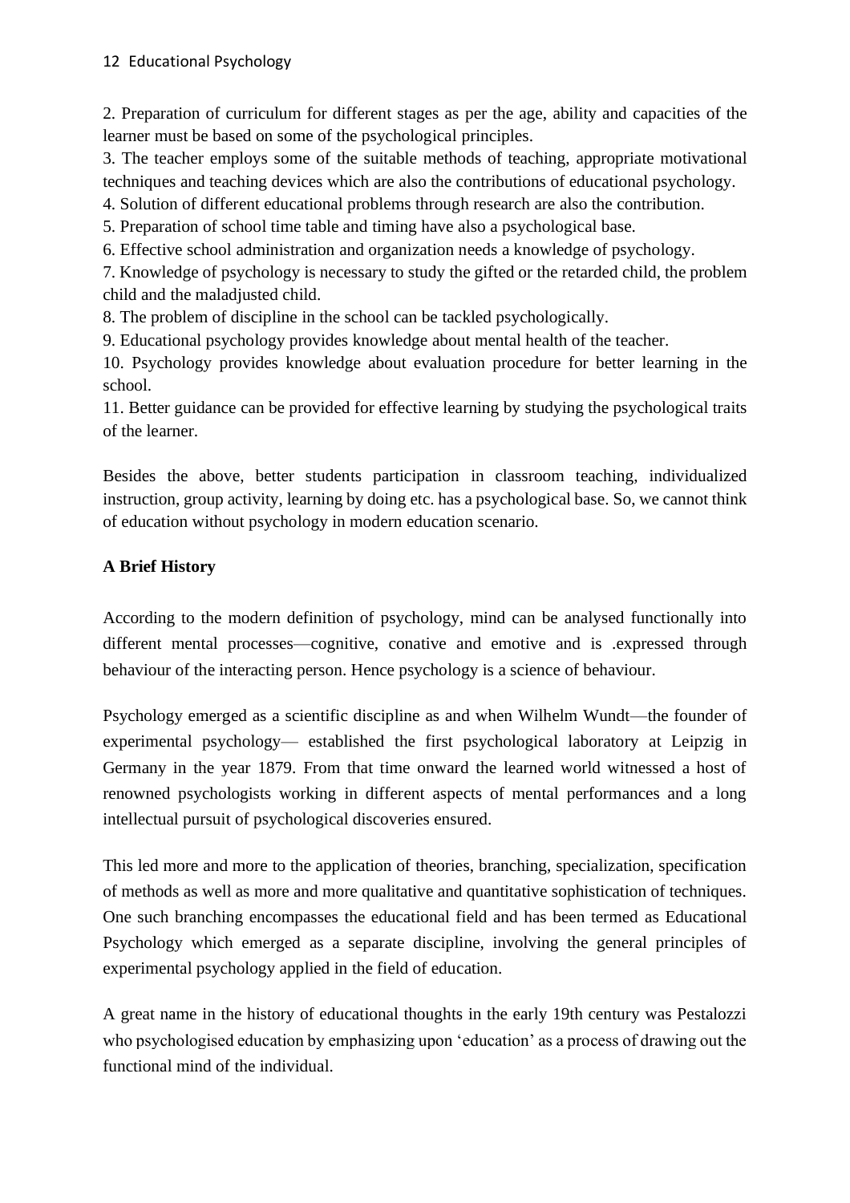2. Preparation of curriculum for different stages as per the age, ability and capacities of the learner must be based on some of the psychological principles.
3. The teacher employs some of the suitable methods of teaching, appropriate motivational techniques and teaching devices which are also the contributions of educational psychology.
4. Solution of different educational problems through research are also the contribution.
5. Preparation of school time table and timing have also a psychological base.
6. Effective school administration and organization needs a knowledge of psychology.
7. Knowledge of psychology is necessary to study the gifted or the retarded child, the problem child and the maladjusted child.
8. The problem of discipline in the school can be tackled psychologically.
9. Educational psychology provides knowledge about mental health of the teacher.
10. Psychology provides knowledge about evaluation procedure for better learning in the school.
11. Better guidance can be provided for effective learning by studying the psychological traits of the learner.

Besides the above, better students participation in classroom teaching, individualized instruction, group activity, learning by doing etc. has a psychological base. So, we cannot think of education without psychology in modern education scenario.

**A Brief History**

According to the modern definition of psychology, mind can be analysed functionally into different mental processes—cognitive, conative and emotive and is .expressed through behaviour of the interacting person. Hence psychology is a science of behaviour.

Psychology emerged as a scientific discipline as and when Wilhelm Wundt—the founder of experimental psychology— established the first psychological laboratory at Leipzig in Germany in the year 1879. From that time onward the learned world witnessed a host of renowned psychologists working in different aspects of mental performances and a long intellectual pursuit of psychological discoveries ensured.

This led more and more to the application of theories, branching, specialization, specification of methods as well as more and more qualitative and quantitative sophistication of techniques. One such branching encompasses the educational field and has been termed as Educational Psychology which emerged as a separate discipline, involving the general principles of experimental psychology applied in the field of education.

A great name in the history of educational thoughts in the early 19th century was Pestalozzi who psychologised education by emphasizing upon 'education' as a process of drawing out the functional mind of the individual.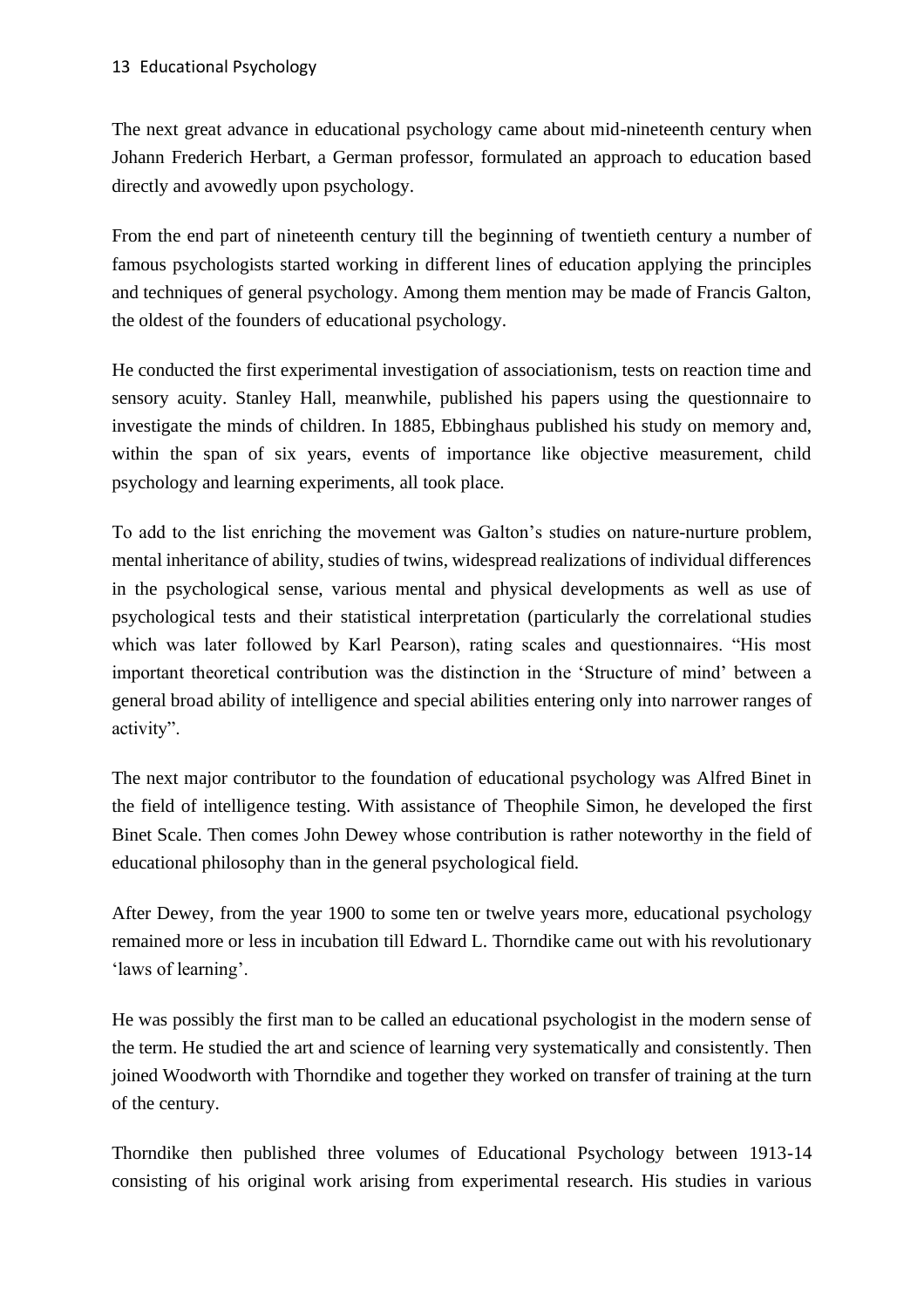The next great advance in educational psychology came about mid-nineteenth century when Johann Frederich Herbart, a German professor, formulated an approach to education based directly and avowedly upon psychology.

From the end part of nineteenth century till the beginning of twentieth century a number of famous psychologists started working in different lines of education applying the principles and techniques of general psychology. Among them mention may be made of Francis Galton, the oldest of the founders of educational psychology.

He conducted the first experimental investigation of associationism, tests on reaction time and sensory acuity. Stanley Hall, meanwhile, published his papers using the questionnaire to investigate the minds of children. In 1885, Ebbinghaus published his study on memory and, within the span of six years, events of importance like objective measurement, child psychology and learning experiments, all took place.

To add to the list enriching the movement was Galton's studies on nature-nurture problem, mental inheritance of ability, studies of twins, widespread realizations of individual differences in the psychological sense, various mental and physical developments as well as use of psychological tests and their statistical interpretation (particularly the correlational studies which was later followed by Karl Pearson), rating scales and questionnaires. "His most important theoretical contribution was the distinction in the 'Structure of mind' between a general broad ability of intelligence and special abilities entering only into narrower ranges of activity".

The next major contributor to the foundation of educational psychology was Alfred Binet in the field of intelligence testing. With assistance of Theophile Simon, he developed the first Binet Scale. Then comes John Dewey whose contribution is rather noteworthy in the field of educational philosophy than in the general psychological field.

After Dewey, from the year 1900 to some ten or twelve years more, educational psychology remained more or less in incubation till Edward L. Thorndike came out with his revolutionary 'laws of learning'.

He was possibly the first man to be called an educational psychologist in the modern sense of the term. He studied the art and science of learning very systematically and consistently. Then joined Woodworth with Thorndike and together they worked on transfer of training at the turn of the century.

Thorndike then published three volumes of Educational Psychology between 1913-14 consisting of his original work arising from experimental research. His studies in various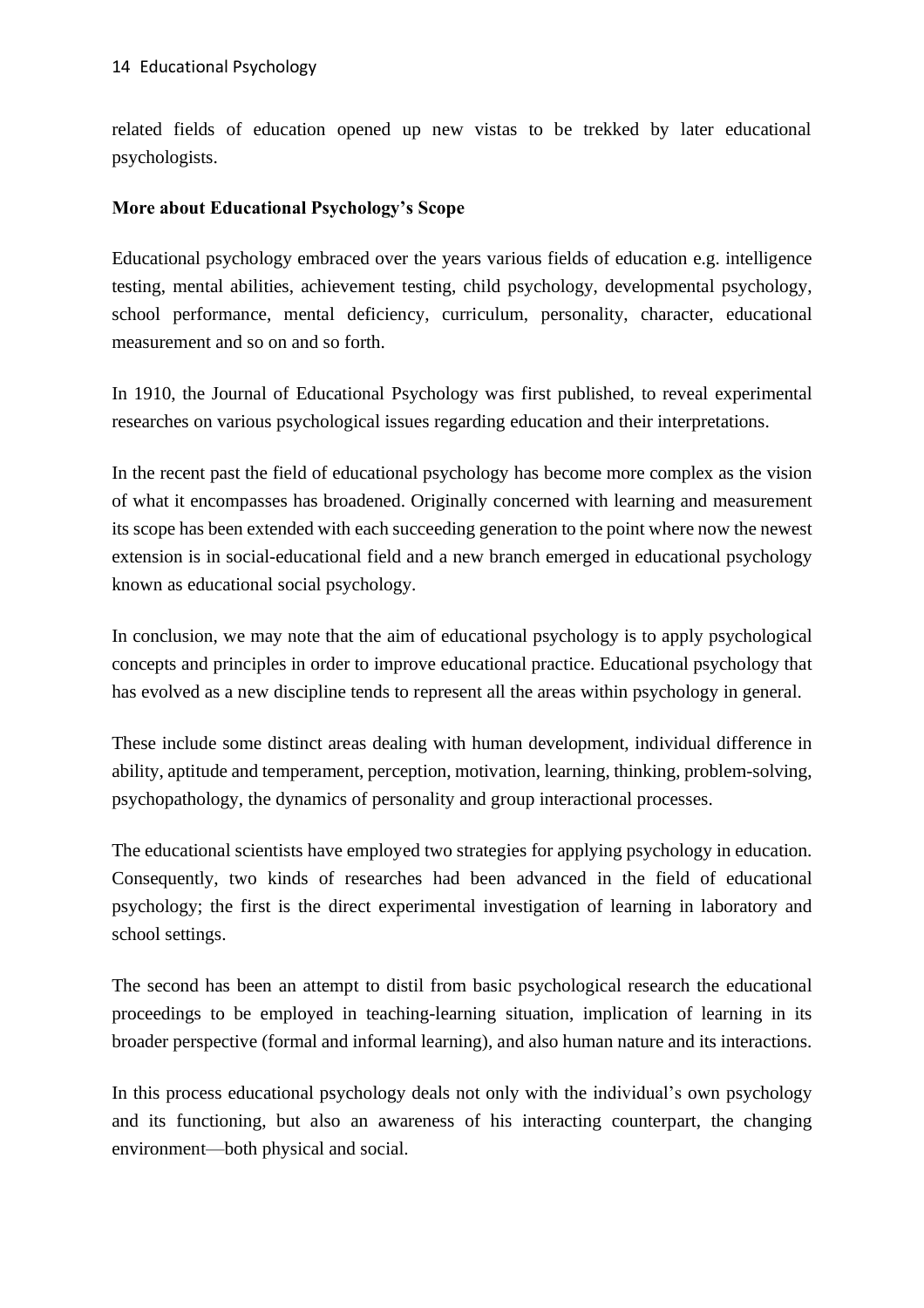related fields of education opened up new vistas to be trekked by later educational psychologists.

**More about Educational Psychology's Scope**

Educational psychology embraced over the years various fields of education e.g. intelligence testing, mental abilities, achievement testing, child psychology, developmental psychology, school performance, mental deficiency, curriculum, personality, character, educational measurement and so on and so forth.

In 1910, the Journal of Educational Psychology was first published, to reveal experimental researches on various psychological issues regarding education and their interpretations.

In the recent past the field of educational psychology has become more complex as the vision of what it encompasses has broadened. Originally concerned with learning and measurement its scope has been extended with each succeeding generation to the point where now the newest extension is in social-educational field and a new branch emerged in educational psychology known as educational social psychology.

In conclusion, we may note that the aim of educational psychology is to apply psychological concepts and principles in order to improve educational practice. Educational psychology that has evolved as a new discipline tends to represent all the areas within psychology in general.

These include some distinct areas dealing with human development, individual difference in ability, aptitude and temperament, perception, motivation, learning, thinking, problem-solving, psychopathology, the dynamics of personality and group interactional processes.

The educational scientists have employed two strategies for applying psychology in education. Consequently, two kinds of researches had been advanced in the field of educational psychology; the first is the direct experimental investigation of learning in laboratory and school settings.

The second has been an attempt to distil from basic psychological research the educational proceedings to be employed in teaching-learning situation, implication of learning in its broader perspective (formal and informal learning), and also human nature and its interactions.

In this process educational psychology deals not only with the individual's own psychology and its functioning, but also an awareness of his interacting counterpart, the changing environment—both physical and social.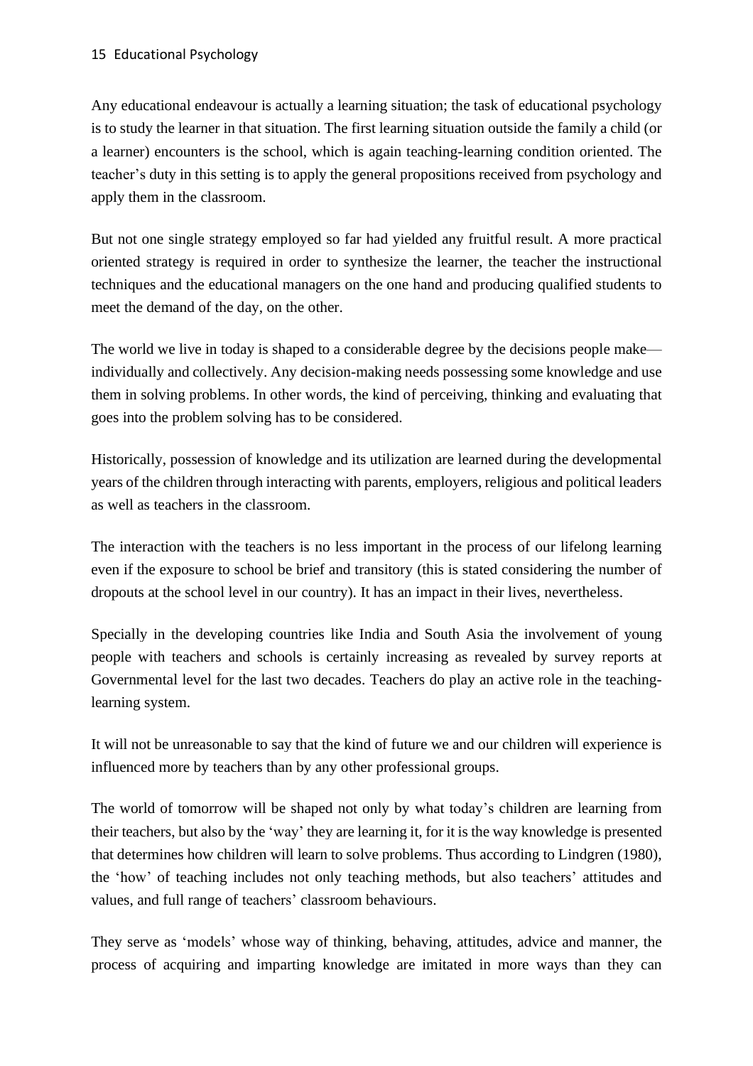Any educational endeavour is actually a learning situation; the task of educational psychology is to study the learner in that situation. The first learning situation outside the family a child (or a learner) encounters is the school, which is again teaching-learning condition oriented. The teacher's duty in this setting is to apply the general propositions received from psychology and apply them in the classroom.

But not one single strategy employed so far had yielded any fruitful result. A more practical oriented strategy is required in order to synthesize the learner, the teacher the instructional techniques and the educational managers on the one hand and producing qualified students to meet the demand of the day, on the other.

The world we live in today is shaped to a considerable degree by the decisions people make—individually and collectively. Any decision-making needs possessing some knowledge and use them in solving problems. In other words, the kind of perceiving, thinking and evaluating that goes into the problem solving has to be considered.

Historically, possession of knowledge and its utilization are learned during the developmental years of the children through interacting with parents, employers, religious and political leaders as well as teachers in the classroom.

The interaction with the teachers is no less important in the process of our lifelong learning even if the exposure to school be brief and transitory (this is stated considering the number of dropouts at the school level in our country). It has an impact in their lives, nevertheless.

Specially in the developing countries like India and South Asia the involvement of young people with teachers and schools is certainly increasing as revealed by survey reports at Governmental level for the last two decades. Teachers do play an active role in the teaching-learning system.

It will not be unreasonable to say that the kind of future we and our children will experience is influenced more by teachers than by any other professional groups.

The world of tomorrow will be shaped not only by what today's children are learning from their teachers, but also by the 'way' they are learning it, for it is the way knowledge is presented that determines how children will learn to solve problems. Thus according to Lindgren (1980), the 'how' of teaching includes not only teaching methods, but also teachers' attitudes and values, and full range of teachers' classroom behaviours.

They serve as 'models' whose way of thinking, behaving, attitudes, advice and manner, the process of acquiring and imparting knowledge are imitated in more ways than they can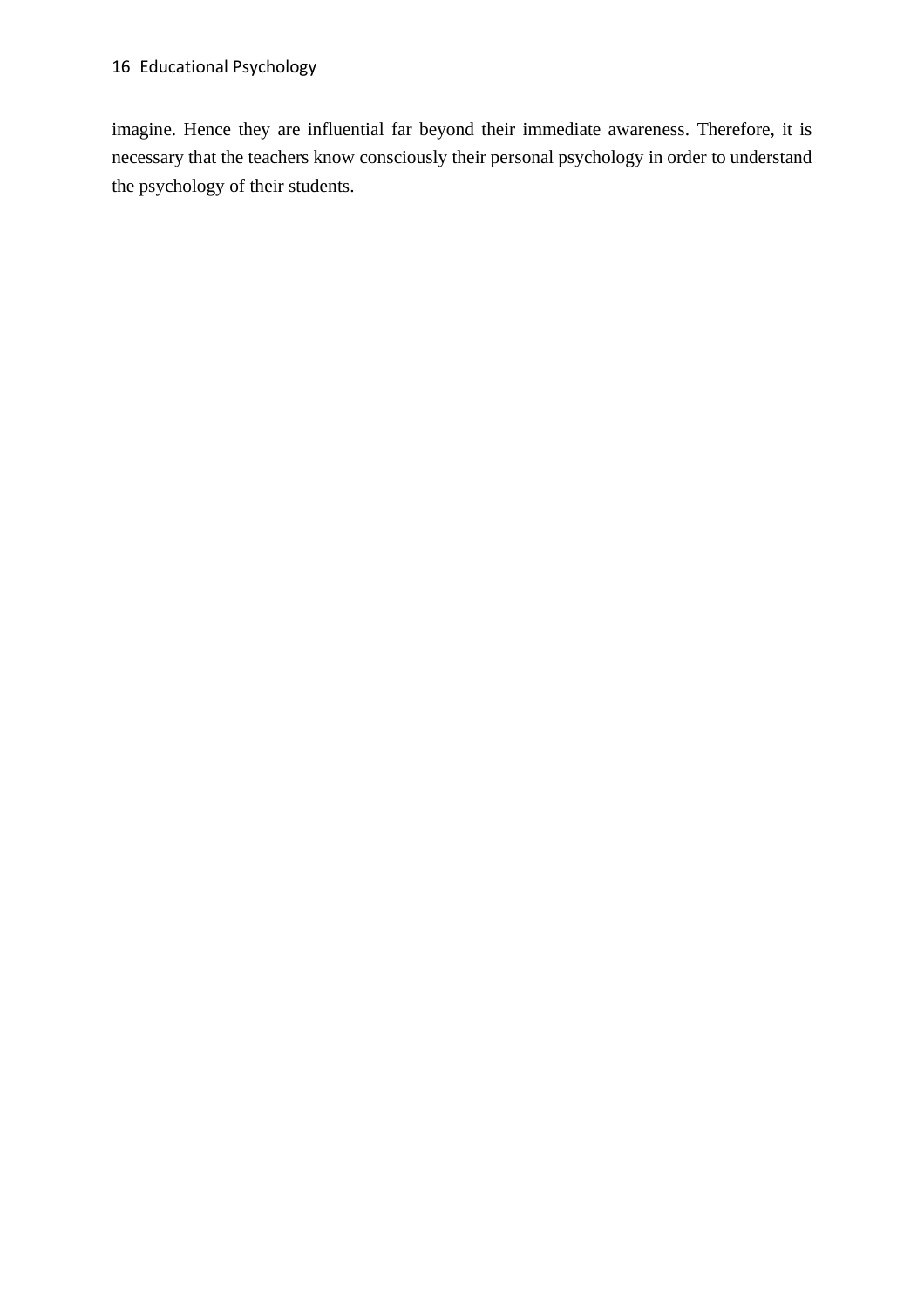imagine. Hence they are influential far beyond their immediate awareness. Therefore, it is necessary that the teachers know consciously their personal psychology in order to understand the psychology of their students.